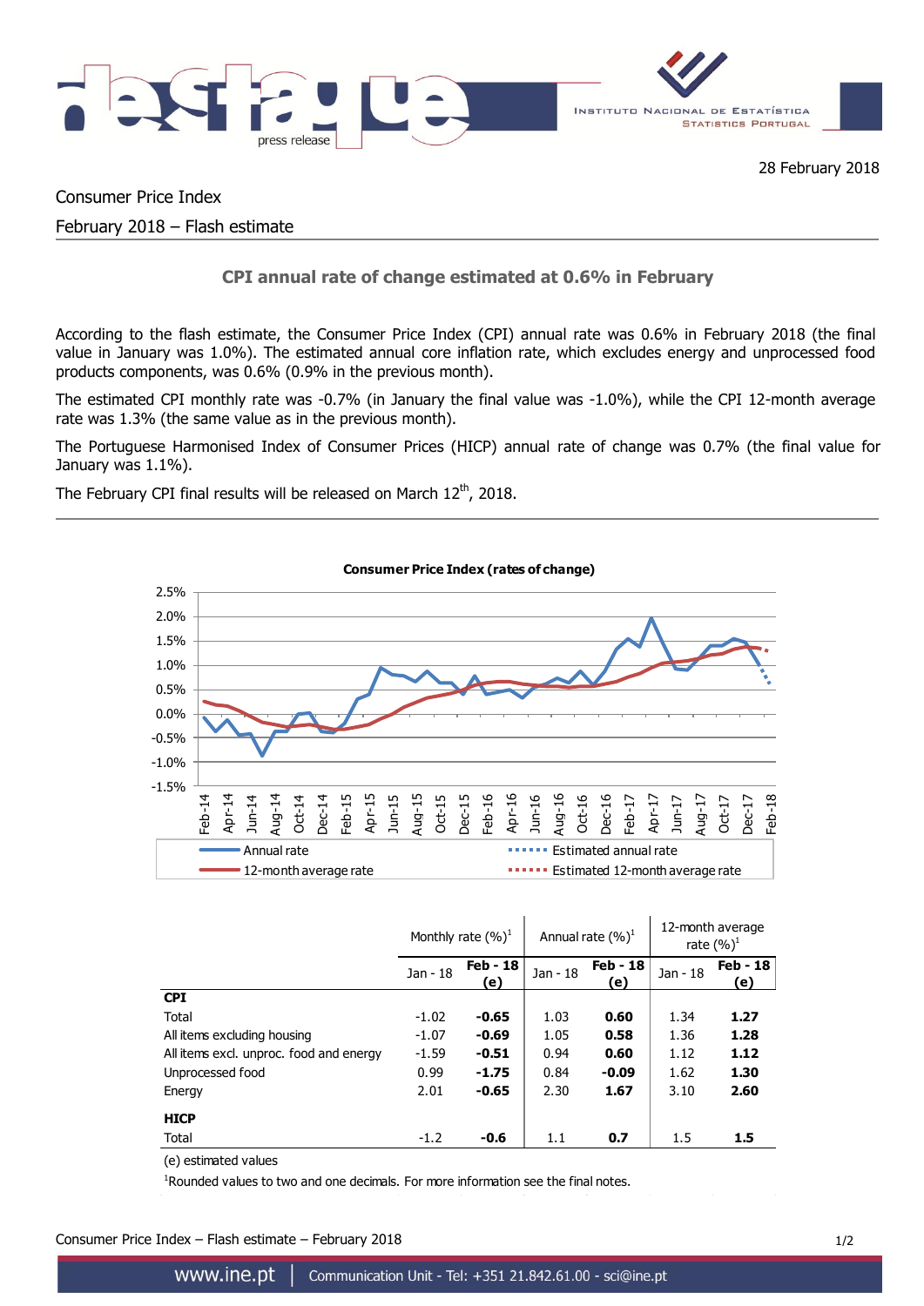28 February 2018

Consumer Price Index

February 2018 – Flash estimate

## CPI annual rate of change estimated at 0.6% in February

According to the flash estimate, the Consumer Price Index (CPI) annual rate was 0.6% in February 2018 (the final value in January was 1.0%). The estimated annual core inflation rate, which excludes energy and unprocessed food products components, was 0.6% (0.9% in the previous month).

The estimated CPI monthly rate was -0.7% (in January the final value was -1.0%), while the CPI 12-month average rate was 1.3% (the same value as in the previous month).

The Portuguese Harmonised Index of Consumer Prices (HICP) annual rate of change was 0.7% (the final value for January was 1.1%).

The February CPI final results will be released on March 12th, 2018.

**Consumer Price Index (rates of change)**

Legend: Annual rate; 12-month average rate; Estimated annual rate; Estimated 12-month average rate

| | Monthly rate (%)[1] | | Annual rate (%)[1] | | 12-month average rate (%)[1] | |
|---|---|---|---|---|---|---|
| | Jan - 18 | **Feb - 18 (e)** | Jan - 18 | **Feb - 18 (e)** | Jan - 18 | **Feb - 18 (e)** |
| **CPI** | | | | | | |
| Total | -1.02 | **-0.65** | 1.03 | **0.60** | 1.34 | **1.27** |
| All items excluding housing | -1.07 | **-0.69** | 1.05 | **0.58** | 1.36 | **1.28** |
| All items excl. unproc. food and energy | -1.59 | **-0.51** | 0.94 | **0.60** | 1.12 | **1.12** |
| Unprocessed food | 0.99 | **-1.75** | 0.84 | **-0.09** | 1.62 | **1.30** |
| Energy | 2.01 | **-0.65** | 2.30 | **1.67** | 3.10 | **2.60** |
| **HICP** | | | | | | |
| Total | -1.2 | **-0.6** | 1.1 | **0.7** | 1.5 | **1.5** |

(e) estimated values

[1]Rounded values to two and one decimals. For more information see the final notes.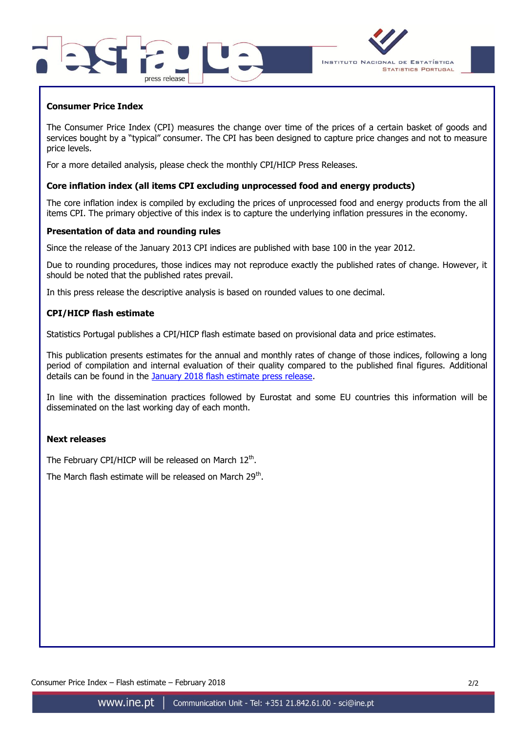**Consumer Price Index**

The Consumer Price Index (CPI) measures the change over time of the prices of a certain basket of goods and services bought by a "typical" consumer. The CPI has been designed to capture price changes and not to measure price levels.

For a more detailed analysis, please check the monthly CPI/HICP Press Releases.

**Core inflation index (all items CPI excluding unprocessed food and energy products)**

The core inflation index is compiled by excluding the prices of unprocessed food and energy products from the all items CPI. The primary objective of this index is to capture the underlying inflation pressures in the economy.

**Presentation of data and rounding rules**

Since the release of the January 2013 CPI indices are published with base 100 in the year 2012.

Due to rounding procedures, those indices may not reproduce exactly the published rates of change. However, it should be noted that the published rates prevail.

In this press release the descriptive analysis is based on rounded values to one decimal.

**CPI/HICP flash estimate**

Statistics Portugal publishes a CPI/HICP flash estimate based on provisional data and price estimates.

This publication presents estimates for the annual and monthly rates of change of those indices, following a long period of compilation and internal evaluation of their quality compared to the published final figures. Additional details can be found in the January 2018 flash estimate press release.

In line with the dissemination practices followed by Eurostat and some EU countries this information will be disseminated on the last working day of each month.

**Next releases**

The February CPI/HICP will be released on March 12th.

The March flash estimate will be released on March 29th.